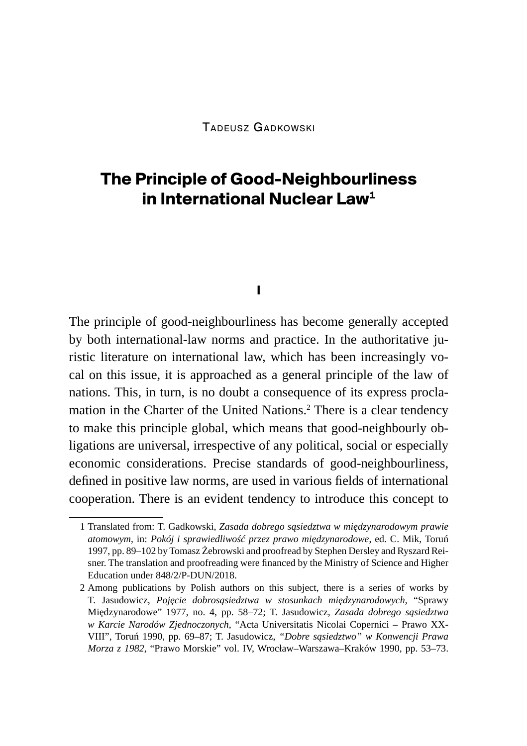Tadeusz Gadkowski

# The Principle of Good-Neighbourliness in International Nuclear Law[1]

## I

The principle of good-neighbourliness has become generally accepted by both international-law norms and practice. In the authoritative juristic literature on international law, which has been increasingly vocal on this issue, it is approached as a general principle of the law of nations. This, in turn, is no doubt a consequence of its express proclamation in the Charter of the United Nations.[2] There is a clear tendency to make this principle global, which means that good-neighbourly obligations are universal, irrespective of any political, social or especially economic considerations. Precise standards of good-neighbourliness, defined in positive law norms, are used in various fields of international cooperation. There is an evident tendency to introduce this concept to

---

1 Translated from: T. Gadkowski, *Zasada dobrego sąsiedztwa w międzynarodowym prawie atomowym*, in: *Pokój i sprawiedliwość przez prawo międzynarodowe*, ed. C. Mik, Toruń 1997, pp. 89–102 by Tomasz Żebrowski and proofread by Stephen Dersley and Ryszard Reisner. The translation and proofreading were financed by the Ministry of Science and Higher Education under 848/2/P-DUN/2018.

2 Among publications by Polish authors on this subject, there is a series of works by T. Jasudowicz, *Pojęcie dobrosąsiedztwa w stosunkach międzynarodowych*, "Sprawy Międzynarodowe" 1977, no. 4, pp. 58–72; T. Jasudowicz, *Zasada dobrego sąsiedztwa w Karcie Narodów Zjednoczonych*, "Acta Universitatis Nicolai Copernici – Prawo XXVIII", Toruń 1990, pp. 69–87; T. Jasudowicz, *"Dobre sąsiedztwo" w Konwencji Prawa Morza z 1982*, "Prawo Morskie" vol. IV, Wrocław–Warszawa–Kraków 1990, pp. 53–73.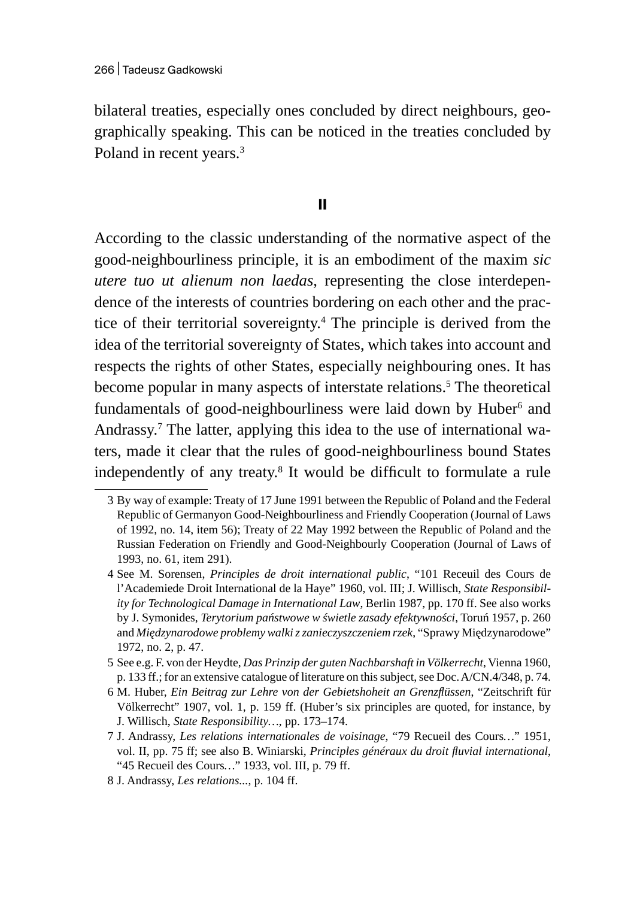bilateral treaties, especially ones concluded by direct neighbours, geographically speaking. This can be noticed in the treaties concluded by Poland in recent years.[3]

## II

According to the classic understanding of the normative aspect of the good-neighbourliness principle, it is an embodiment of the maxim *sic utere tuo ut alienum non laedas*, representing the close interdependence of the interests of countries bordering on each other and the practice of their territorial sovereignty.[4] The principle is derived from the idea of the territorial sovereignty of States, which takes into account and respects the rights of other States, especially neighbouring ones. It has become popular in many aspects of interstate relations.[5] The theoretical fundamentals of good-neighbourliness were laid down by Huber[6] and Andrassy.[7] The latter, applying this idea to the use of international waters, made it clear that the rules of good-neighbourliness bound States independently of any treaty.[8] It would be difficult to formulate a rule

---

3 By way of example: Treaty of 17 June 1991 between the Republic of Poland and the Federal Republic of Germanyon Good-Neighbourliness and Friendly Cooperation (Journal of Laws of 1992, no. 14, item 56); Treaty of 22 May 1992 between the Republic of Poland and the Russian Federation on Friendly and Good-Neighbourly Cooperation (Journal of Laws of 1993, no. 61, item 291).

4 See M. Sorensen, *Principles de droit international public*, "101 Receuil des Cours de l'Academiede Droit International de la Haye" 1960, vol. III; J. Willisch, *State Responsibility for Technological Damage in International Law*, Berlin 1987, pp. 170 ff. See also works by J. Symonides, *Terytorium państwowe w świetle zasady efektywności*, Toruń 1957, p. 260 and *Międzynarodowe problemy walki z zanieczyszczeniem rzek*, "Sprawy Międzynarodowe" 1972, no. 2, p. 47.

5 See e.g. F. von der Heydte, *Das Prinzip der guten Nachbarshaft in Völkerrecht*, Vienna 1960, p. 133 ff.; for an extensive catalogue of literature on this subject, see Doc. A/CN.4/348, p. 74.

6 M. Huber, *Ein Beitrag zur Lehre von der Gebietshoheit an Grenzflüssen*, "Zeitschrift für Völkerrecht" 1907, vol. 1, p. 159 ff. (Huber's six principles are quoted, for instance, by J. Willisch, *State Responsibility…*, pp. 173–174.

7 J. Andrassy, *Les relations internationales de voisinage*, "79 Recueil des Cours…" 1951, vol. II, pp. 75 ff; see also B. Winiarski, *Principles généraux du droit fluvial international*, "45 Recueil des Cours…" 1933, vol. III, p. 79 ff.

8 J. Andrassy, *Les relations...*, p. 104 ff.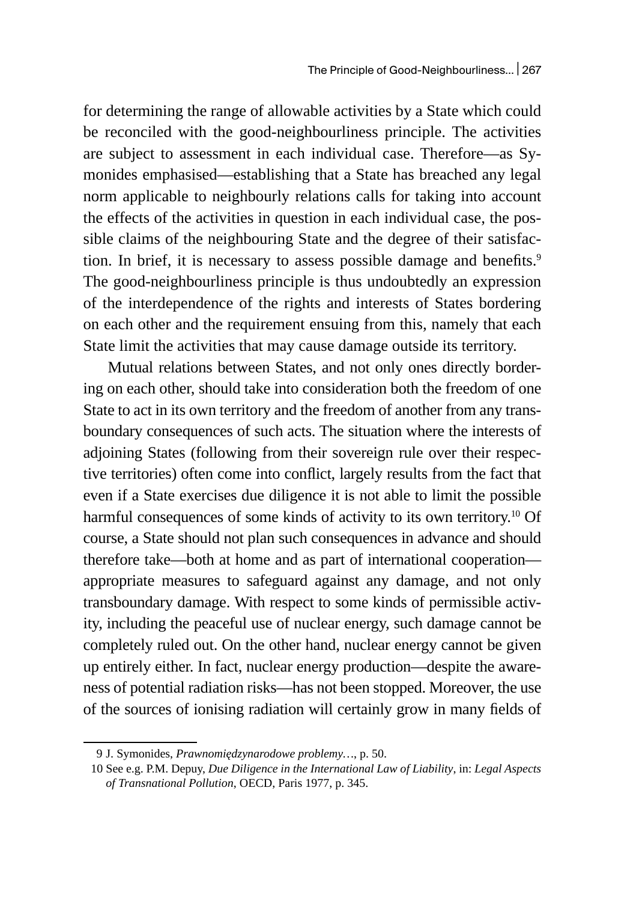for determining the range of allowable activities by a State which could be reconciled with the good-neighbourliness principle. The activities are subject to assessment in each individual case. Therefore—as Symonides emphasised—establishing that a State has breached any legal norm applicable to neighbourly relations calls for taking into account the effects of the activities in question in each individual case, the possible claims of the neighbouring State and the degree of their satisfaction. In brief, it is necessary to assess possible damage and benefits.[9] The good-neighbourliness principle is thus undoubtedly an expression of the interdependence of the rights and interests of States bordering on each other and the requirement ensuing from this, namely that each State limit the activities that may cause damage outside its territory.

Mutual relations between States, and not only ones directly bordering on each other, should take into consideration both the freedom of one State to act in its own territory and the freedom of another from any transboundary consequences of such acts. The situation where the interests of adjoining States (following from their sovereign rule over their respective territories) often come into conflict, largely results from the fact that even if a State exercises due diligence it is not able to limit the possible harmful consequences of some kinds of activity to its own territory.[10] Of course, a State should not plan such consequences in advance and should therefore take—both at home and as part of international cooperation—appropriate measures to safeguard against any damage, and not only transboundary damage. With respect to some kinds of permissible activity, including the peaceful use of nuclear energy, such damage cannot be completely ruled out. On the other hand, nuclear energy cannot be given up entirely either. In fact, nuclear energy production—despite the awareness of potential radiation risks—has not been stopped. Moreover, the use of the sources of ionising radiation will certainly grow in many fields of

9 J. Symonides, *Prawnomiędzynarodowe problemy…*, p. 50.

10 See e.g. P.M. Depuy, *Due Diligence in the International Law of Liability*, in: *Legal Aspects of Transnational Pollution*, OECD, Paris 1977, p. 345.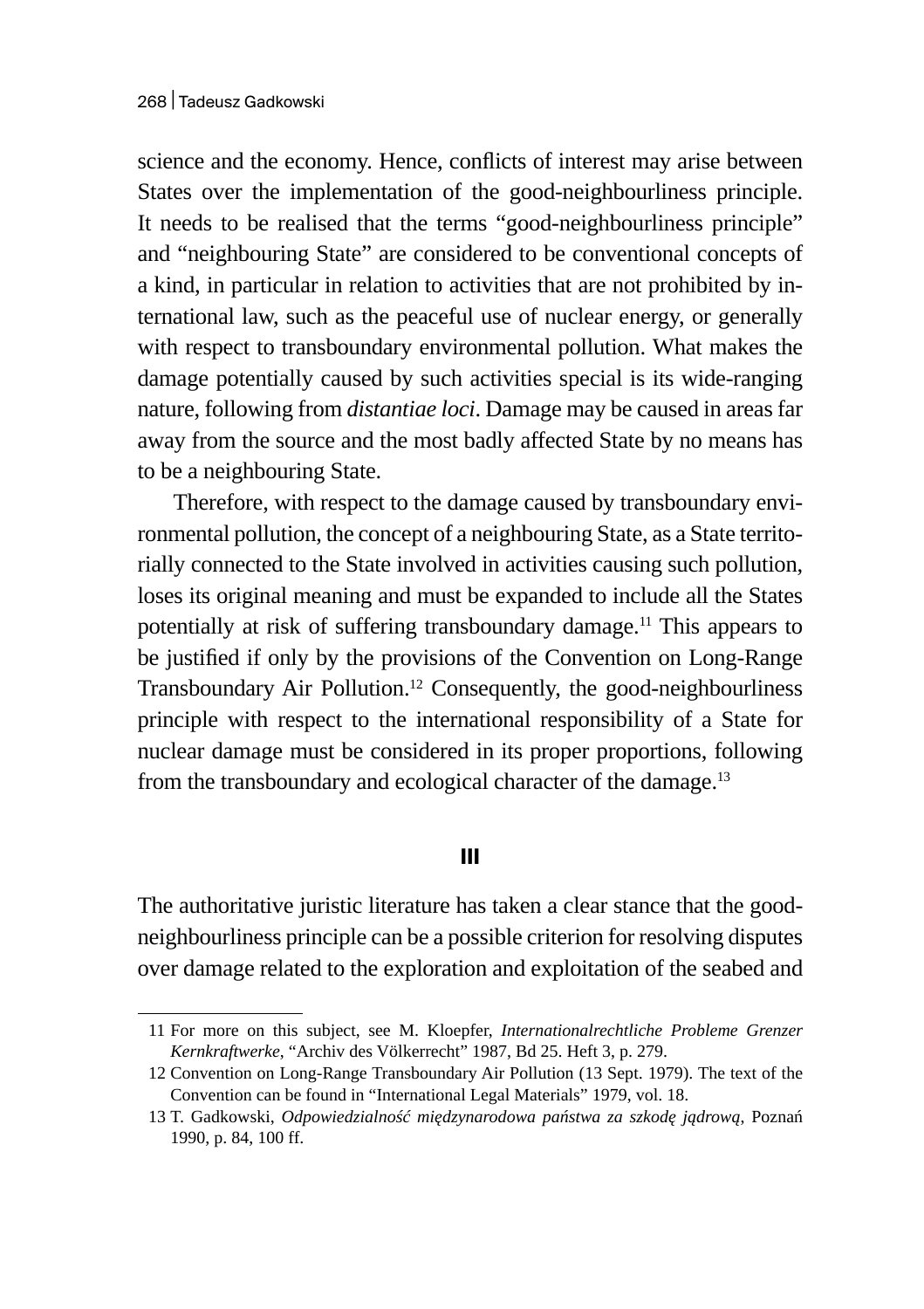science and the economy. Hence, conflicts of interest may arise between States over the implementation of the good-neighbourliness principle. It needs to be realised that the terms "good-neighbourliness principle" and "neighbouring State" are considered to be conventional concepts of a kind, in particular in relation to activities that are not prohibited by international law, such as the peaceful use of nuclear energy, or generally with respect to transboundary environmental pollution. What makes the damage potentially caused by such activities special is its wide-ranging nature, following from *distantiae loci*. Damage may be caused in areas far away from the source and the most badly affected State by no means has to be a neighbouring State.

Therefore, with respect to the damage caused by transboundary environmental pollution, the concept of a neighbouring State, as a State territorially connected to the State involved in activities causing such pollution, loses its original meaning and must be expanded to include all the States potentially at risk of suffering transboundary damage.[11] This appears to be justified if only by the provisions of the Convention on Long-Range Transboundary Air Pollution.[12] Consequently, the good-neighbourliness principle with respect to the international responsibility of a State for nuclear damage must be considered in its proper proportions, following from the transboundary and ecological character of the damage.[13]

## III

The authoritative juristic literature has taken a clear stance that the good-neighbourliness principle can be a possible criterion for resolving disputes over damage related to the exploration and exploitation of the seabed and

---

11 For more on this subject, see M. Kloepfer, *Internationalrechtliche Probleme Grenzer Kernkraftwerke*, "Archiv des Völkerrecht" 1987, Bd 25. Heft 3, p. 279.

12 Convention on Long-Range Transboundary Air Pollution (13 Sept. 1979). The text of the Convention can be found in "International Legal Materials" 1979, vol. 18.

13 T. Gadkowski, *Odpowiedzialność międzynarodowa państwa za szkodę jądrową*, Poznań 1990, p. 84, 100 ff.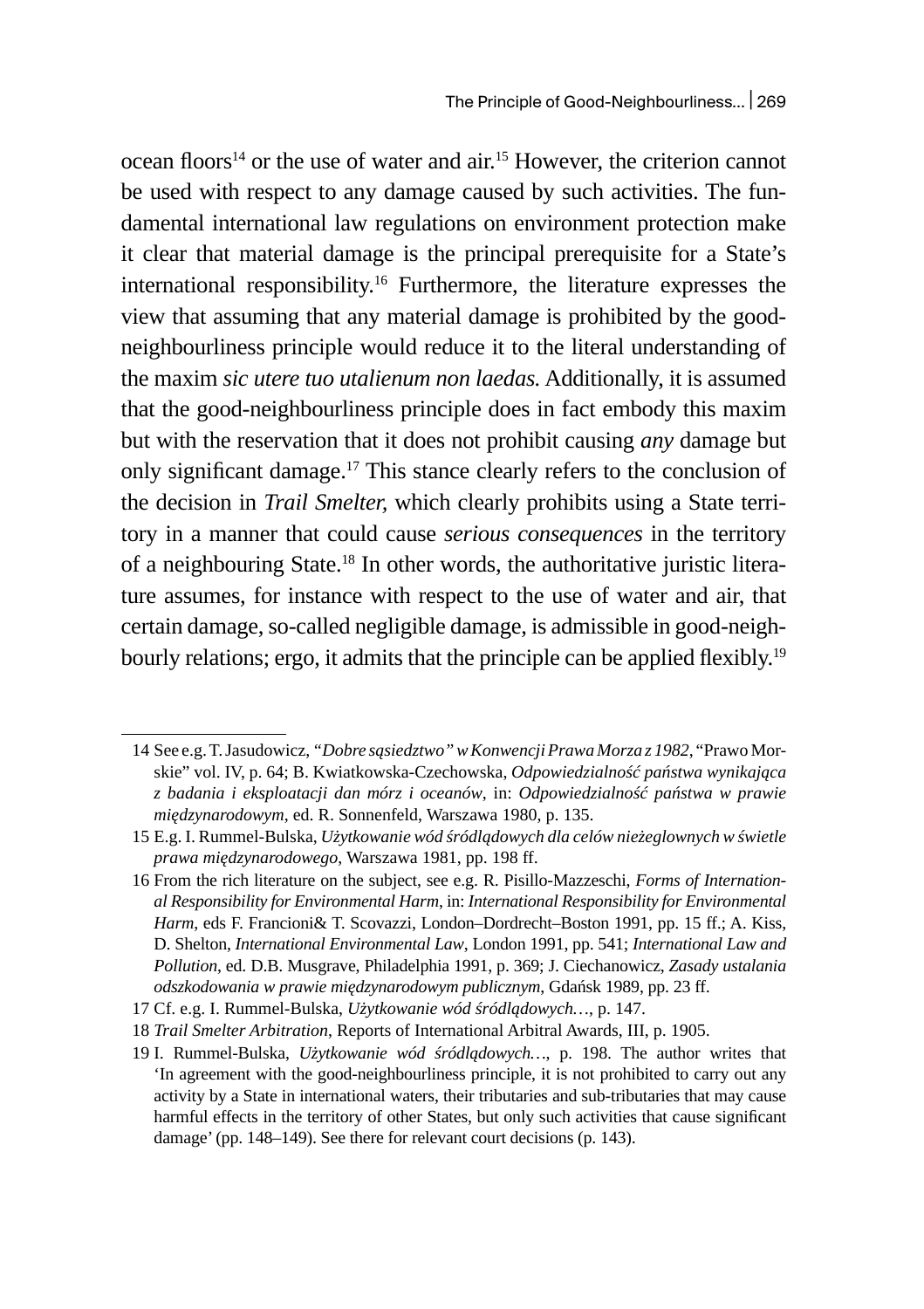ocean floors[14] or the use of water and air.[15] However, the criterion cannot be used with respect to any damage caused by such activities. The fundamental international law regulations on environment protection make it clear that material damage is the principal prerequisite for a State's international responsibility.[16] Furthermore, the literature expresses the view that assuming that any material damage is prohibited by the good-neighbourliness principle would reduce it to the literal understanding of the maxim *sic utere tuo utalienum non laedas.* Additionally, it is assumed that the good-neighbourliness principle does in fact embody this maxim but with the reservation that it does not prohibit causing *any* damage but only significant damage.[17] This stance clearly refers to the conclusion of the decision in *Trail Smelter,* which clearly prohibits using a State territory in a manner that could cause *serious consequences* in the territory of a neighbouring State.[18] In other words, the authoritative juristic literature assumes, for instance with respect to the use of water and air, that certain damage, so-called negligible damage, is admissible in good-neighbourly relations; ergo, it admits that the principle can be applied flexibly.[19]

---

14 See e.g. T. Jasudowicz, *"Dobre sąsiedztwo" w Konwencji Prawa Morza z 1982*, "Prawo Morskie" vol. IV, p. 64; B. Kwiatkowska-Czechowska, *Odpowiedzialność państwa wynikająca z badania i eksploatacji dan mórz i oceanów*, in: *Odpowiedzialność państwa w prawie międzynarodowym*, ed. R. Sonnenfeld, Warszawa 1980, p. 135.

15 E.g. I. Rummel-Bulska, *Użytkowanie wód śródlądowych dla celów nieżeglownych w świetle prawa międzynarodowego*, Warszawa 1981, pp. 198 ff.

16 From the rich literature on the subject, see e.g. R. Pisillo-Mazzeschi, *Forms of International Responsibility for Environmental Harm*, in: *International Responsibility for Environmental Harm*, eds F. Francioni& T. Scovazzi, London–Dordrecht–Boston 1991, pp. 15 ff.; A. Kiss, D. Shelton, *International Environmental Law*, London 1991, pp. 541; *International Law and Pollution*, ed. D.B. Musgrave, Philadelphia 1991, p. 369; J. Ciechanowicz, *Zasady ustalania odszkodowania w prawie międzynarodowym publicznym*, Gdańsk 1989, pp. 23 ff.

17 Cf. e.g. I. Rummel-Bulska, *Użytkowanie wód śródlądowych…*, p. 147.

18 *Trail Smelter Arbitration*, Reports of International Arbitral Awards, III, p. 1905.

19 I. Rummel-Bulska, *Użytkowanie wód śródlądowych…*, p. 198. The author writes that 'In agreement with the good-neighbourliness principle, it is not prohibited to carry out any activity by a State in international waters, their tributaries and sub-tributaries that may cause harmful effects in the territory of other States, but only such activities that cause significant damage' (pp. 148–149). See there for relevant court decisions (p. 143).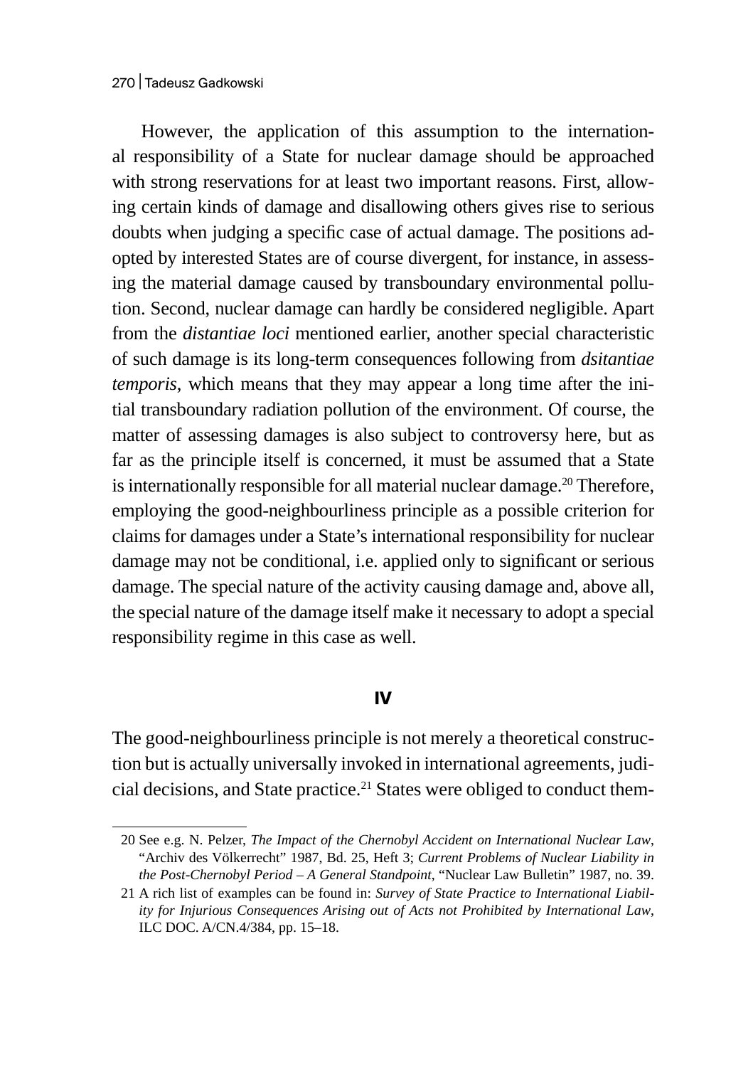However, the application of this assumption to the international responsibility of a State for nuclear damage should be approached with strong reservations for at least two important reasons. First, allowing certain kinds of damage and disallowing others gives rise to serious doubts when judging a specific case of actual damage. The positions adopted by interested States are of course divergent, for instance, in assessing the material damage caused by transboundary environmental pollution. Second, nuclear damage can hardly be considered negligible. Apart from the *distantiae loci* mentioned earlier, another special characteristic of such damage is its long-term consequences following from *dsitantiae temporis*, which means that they may appear a long time after the initial transboundary radiation pollution of the environment. Of course, the matter of assessing damages is also subject to controversy here, but as far as the principle itself is concerned, it must be assumed that a State is internationally responsible for all material nuclear damage.[20] Therefore, employing the good-neighbourliness principle as a possible criterion for claims for damages under a State's international responsibility for nuclear damage may not be conditional, i.e. applied only to significant or serious damage. The special nature of the activity causing damage and, above all, the special nature of the damage itself make it necessary to adopt a special responsibility regime in this case as well.

## IV

The good-neighbourliness principle is not merely a theoretical construction but is actually universally invoked in international agreements, judicial decisions, and State practice.[21] States were obliged to conduct them-

---

20 See e.g. N. Pelzer, *The Impact of the Chernobyl Accident on International Nuclear Law*, "Archiv des Völkerrecht" 1987, Bd. 25, Heft 3; *Current Problems of Nuclear Liability in the Post-Chernobyl Period – A General Standpoint*, "Nuclear Law Bulletin" 1987, no. 39.

21 A rich list of examples can be found in: *Survey of State Practice to International Liability for Injurious Consequences Arising out of Acts not Prohibited by International Law*, ILC DOC. A/CN.4/384, pp. 15–18.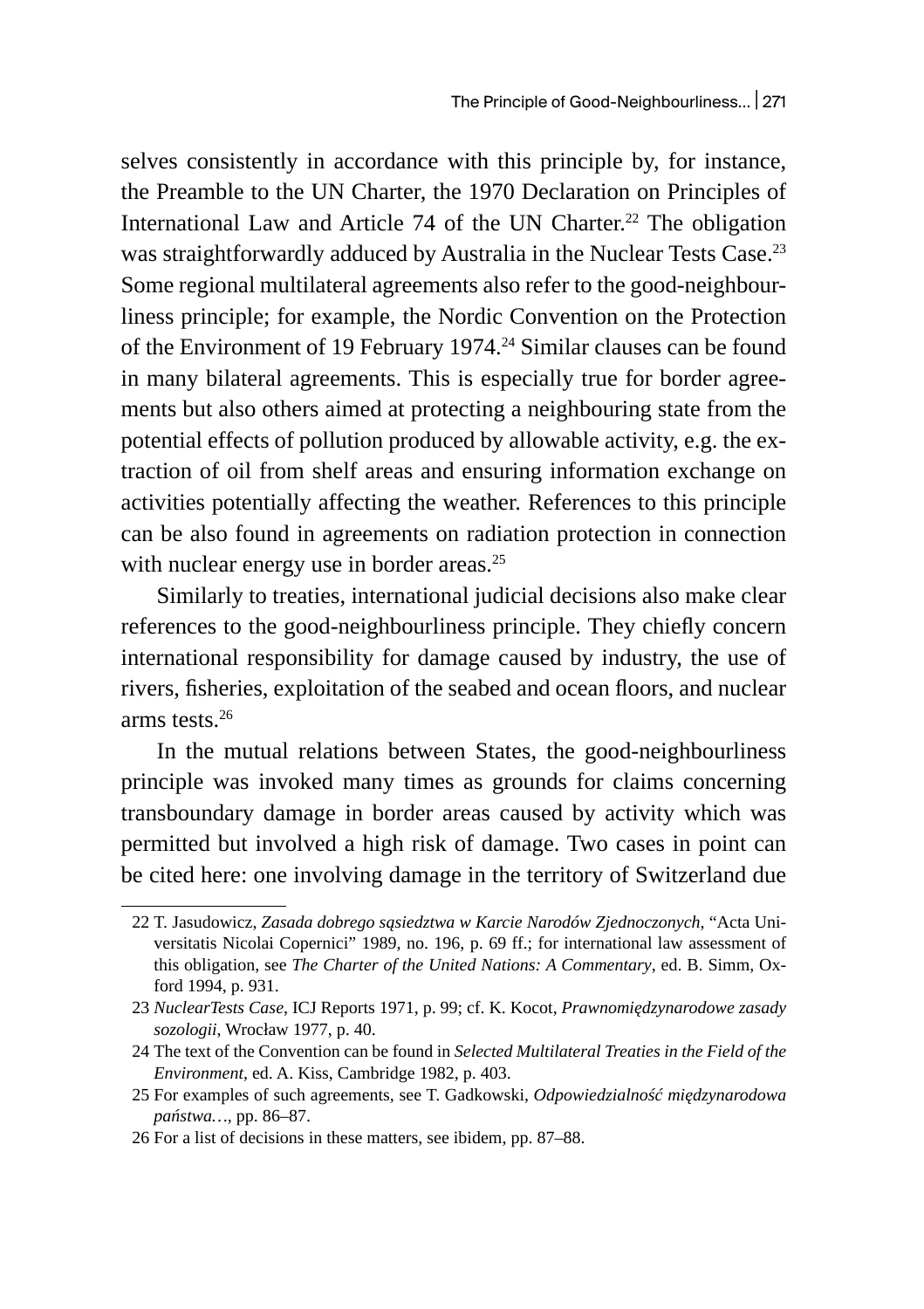selves consistently in accordance with this principle by, for instance, the Preamble to the UN Charter, the 1970 Declaration on Principles of International Law and Article 74 of the UN Charter.[22] The obligation was straightforwardly adduced by Australia in the Nuclear Tests Case.[23] Some regional multilateral agreements also refer to the good-neighbourliness principle; for example, the Nordic Convention on the Protection of the Environment of 19 February 1974.[24] Similar clauses can be found in many bilateral agreements. This is especially true for border agreements but also others aimed at protecting a neighbouring state from the potential effects of pollution produced by allowable activity, e.g. the extraction of oil from shelf areas and ensuring information exchange on activities potentially affecting the weather. References to this principle can be also found in agreements on radiation protection in connection with nuclear energy use in border areas.[25]

Similarly to treaties, international judicial decisions also make clear references to the good-neighbourliness principle. They chiefly concern international responsibility for damage caused by industry, the use of rivers, fisheries, exploitation of the seabed and ocean floors, and nuclear arms tests.[26]

In the mutual relations between States, the good-neighbourliness principle was invoked many times as grounds for claims concerning transboundary damage in border areas caused by activity which was permitted but involved a high risk of damage. Two cases in point can be cited here: one involving damage in the territory of Switzerland due

---

22 T. Jasudowicz, *Zasada dobrego sąsiedztwa w Karcie Narodów Zjednoczonych*, "Acta Universitatis Nicolai Copernici" 1989, no. 196, p. 69 ff.; for international law assessment of this obligation, see *The Charter of the United Nations: A Commentary*, ed. B. Simm, Oxford 1994, p. 931.

23 *NuclearTests Case*, ICJ Reports 1971, p. 99; cf. K. Kocot, *Prawnomiędzynarodowe zasady sozologii*, Wrocław 1977, p. 40.

24 The text of the Convention can be found in *Selected Multilateral Treaties in the Field of the Environment*, ed. A. Kiss, Cambridge 1982, p. 403.

25 For examples of such agreements, see T. Gadkowski, *Odpowiedzialność międzynarodowa państwa…*, pp. 86–87.

26 For a list of decisions in these matters, see ibidem, pp. 87–88.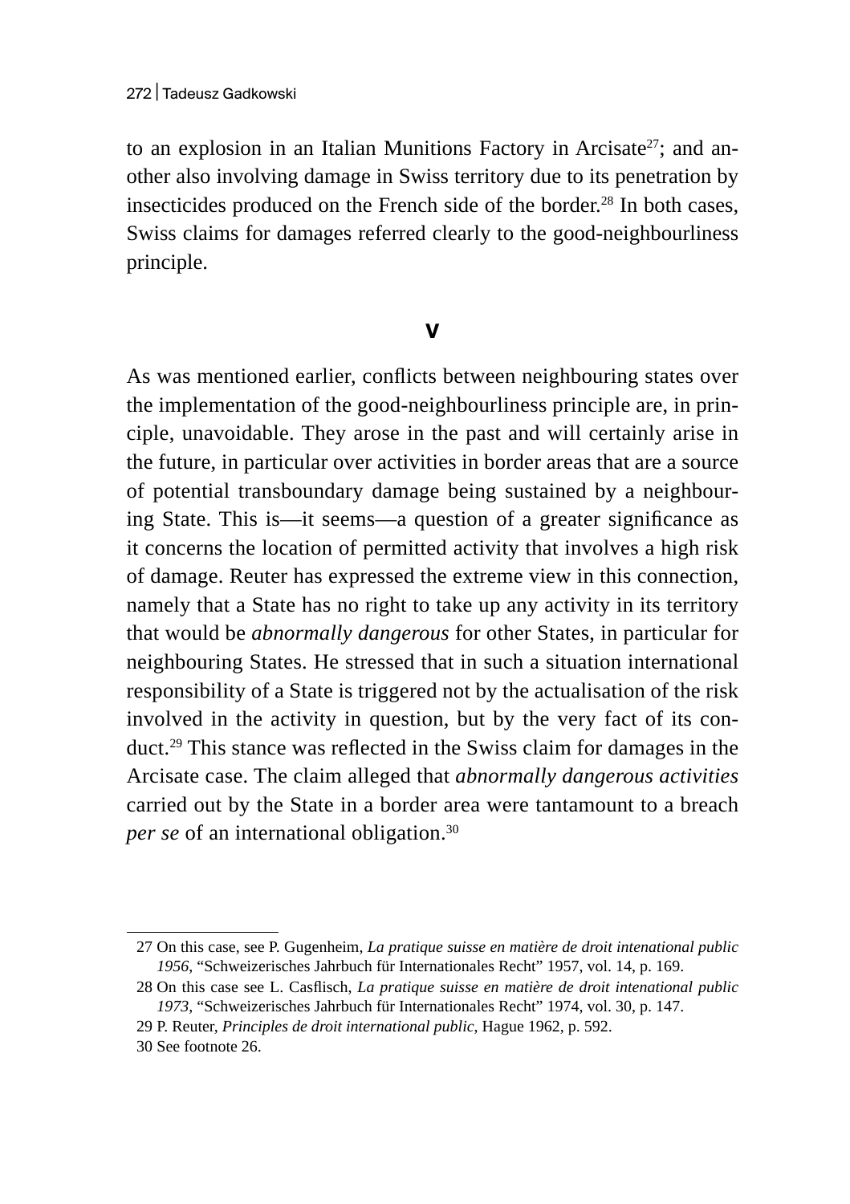to an explosion in an Italian Munitions Factory in Arcisate[27]; and another also involving damage in Swiss territory due to its penetration by insecticides produced on the French side of the border.[28] In both cases, Swiss claims for damages referred clearly to the good-neighbourliness principle.

## V

As was mentioned earlier, conflicts between neighbouring states over the implementation of the good-neighbourliness principle are, in principle, unavoidable. They arose in the past and will certainly arise in the future, in particular over activities in border areas that are a source of potential transboundary damage being sustained by a neighbouring State. This is—it seems—a question of a greater significance as it concerns the location of permitted activity that involves a high risk of damage. Reuter has expressed the extreme view in this connection, namely that a State has no right to take up any activity in its territory that would be *abnormally dangerous* for other States, in particular for neighbouring States. He stressed that in such a situation international responsibility of a State is triggered not by the actualisation of the risk involved in the activity in question, but by the very fact of its conduct.[29] This stance was reflected in the Swiss claim for damages in the Arcisate case. The claim alleged that *abnormally dangerous activities* carried out by the State in a border area were tantamount to a breach *per se* of an international obligation.[30]

---

27 On this case, see P. Gugenheim, *La pratique suisse en matière de droit intenational public 1956*, "Schweizerisches Jahrbuch für Internationales Recht" 1957, vol. 14, p. 169.

28 On this case see L. Casflisch, *La pratique suisse en matière de droit intenational public 1973*, "Schweizerisches Jahrbuch für Internationales Recht" 1974, vol. 30, p. 147.

29 P. Reuter, *Principles de droit international public*, Hague 1962, p. 592.

30 See footnote 26.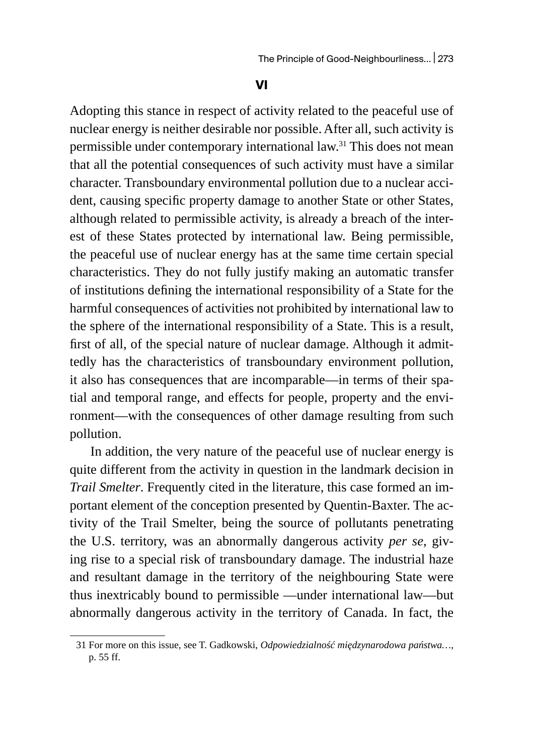## VI

Adopting this stance in respect of activity related to the peaceful use of nuclear energy is neither desirable nor possible. After all, such activity is permissible under contemporary international law.[31] This does not mean that all the potential consequences of such activity must have a similar character. Transboundary environmental pollution due to a nuclear accident, causing specific property damage to another State or other States, although related to permissible activity, is already a breach of the interest of these States protected by international law. Being permissible, the peaceful use of nuclear energy has at the same time certain special characteristics. They do not fully justify making an automatic transfer of institutions defining the international responsibility of a State for the harmful consequences of activities not prohibited by international law to the sphere of the international responsibility of a State. This is a result, first of all, of the special nature of nuclear damage. Although it admittedly has the characteristics of transboundary environment pollution, it also has consequences that are incomparable—in terms of their spatial and temporal range, and effects for people, property and the environment—with the consequences of other damage resulting from such pollution.

In addition, the very nature of the peaceful use of nuclear energy is quite different from the activity in question in the landmark decision in *Trail Smelter*. Frequently cited in the literature, this case formed an important element of the conception presented by Quentin-Baxter. The activity of the Trail Smelter, being the source of pollutants penetrating the U.S. territory, was an abnormally dangerous activity *per se*, giving rise to a special risk of transboundary damage. The industrial haze and resultant damage in the territory of the neighbouring State were thus inextricably bound to permissible —under international law—but abnormally dangerous activity in the territory of Canada. In fact, the

31 For more on this issue, see T. Gadkowski, *Odpowiedzialność międzynarodowa państwa…*, p. 55 ff.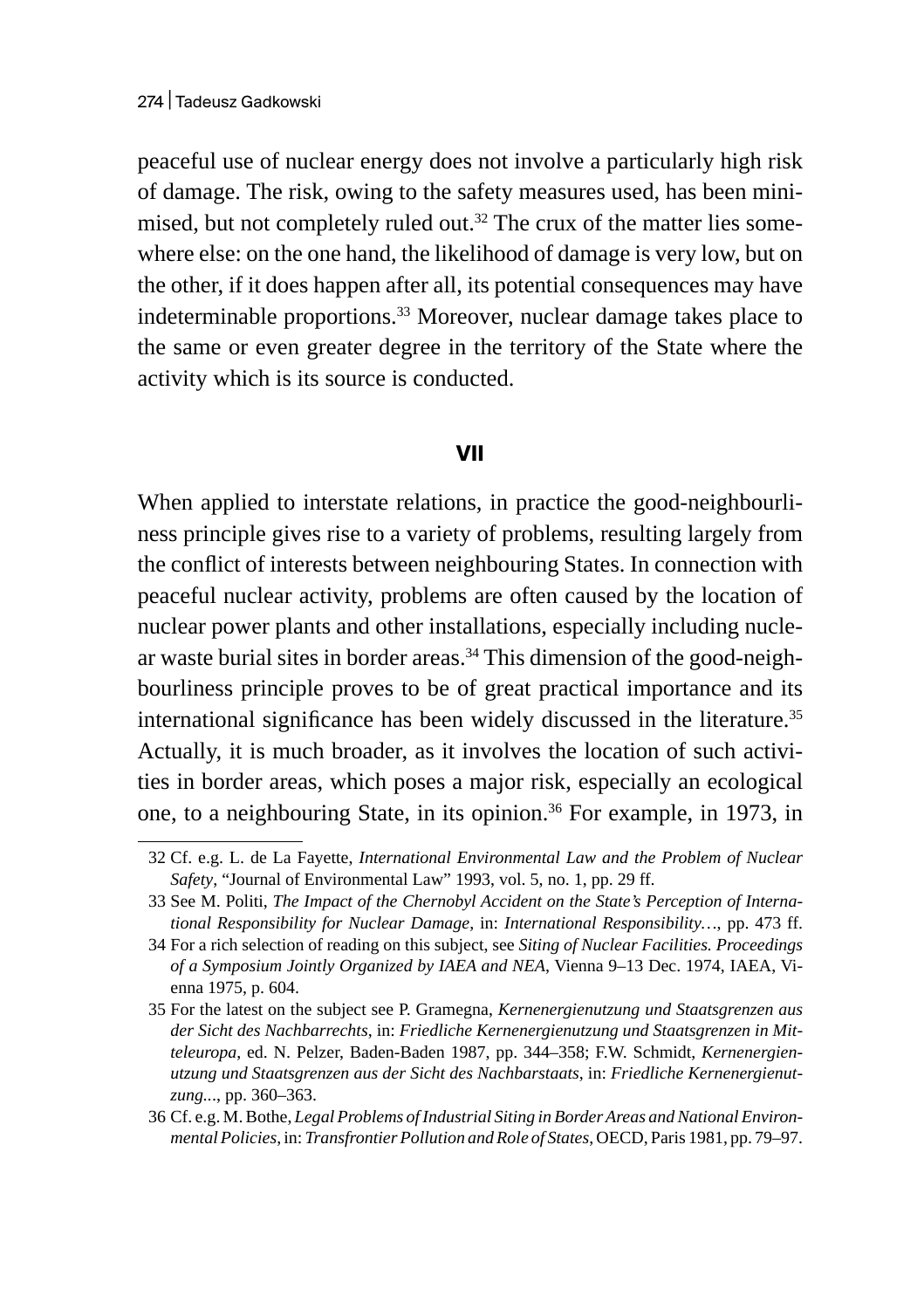peaceful use of nuclear energy does not involve a particularly high risk of damage. The risk, owing to the safety measures used, has been minimised, but not completely ruled out.[32] The crux of the matter lies somewhere else: on the one hand, the likelihood of damage is very low, but on the other, if it does happen after all, its potential consequences may have indeterminable proportions.[33] Moreover, nuclear damage takes place to the same or even greater degree in the territory of the State where the activity which is its source is conducted.

## VII

When applied to interstate relations, in practice the good-neighbourliness principle gives rise to a variety of problems, resulting largely from the conflict of interests between neighbouring States. In connection with peaceful nuclear activity, problems are often caused by the location of nuclear power plants and other installations, especially including nuclear waste burial sites in border areas.[34] This dimension of the good-neighbourliness principle proves to be of great practical importance and its international significance has been widely discussed in the literature.[35] Actually, it is much broader, as it involves the location of such activities in border areas, which poses a major risk, especially an ecological one, to a neighbouring State, in its opinion.[36] For example, in 1973, in

---

32 Cf. e.g. L. de La Fayette, *International Environmental Law and the Problem of Nuclear Safety*, "Journal of Environmental Law" 1993, vol. 5, no. 1, pp. 29 ff.

33 See M. Politi, *The Impact of the Chernobyl Accident on the State's Perception of International Responsibility for Nuclear Damage*, in: *International Responsibility…*, pp. 473 ff.

34 For a rich selection of reading on this subject, see *Siting of Nuclear Facilities. Proceedings of a Symposium Jointly Organized by IAEA and NEA*, Vienna 9–13 Dec. 1974, IAEA, Vienna 1975, p. 604.

35 For the latest on the subject see P. Gramegna, *Kernenergienutzung und Staatsgrenzen aus der Sicht des Nachbarrechts*, in: *Friedliche Kernenergienutzung und Staatsgrenzen in Mitteleuropa*, ed. N. Pelzer, Baden-Baden 1987, pp. 344–358; F.W. Schmidt, *Kernenergienutzung und Staatsgrenzen aus der Sicht des Nachbarstaats*, in: *Friedliche Kernenergienutzung...*, pp. 360–363.

36 Cf. e.g. M. Bothe, *Legal Problems of Industrial Siting in Border Areas and National Environmental Policies*, in: *Transfrontier Pollution and Role of States*, OECD, Paris 1981, pp. 79–97.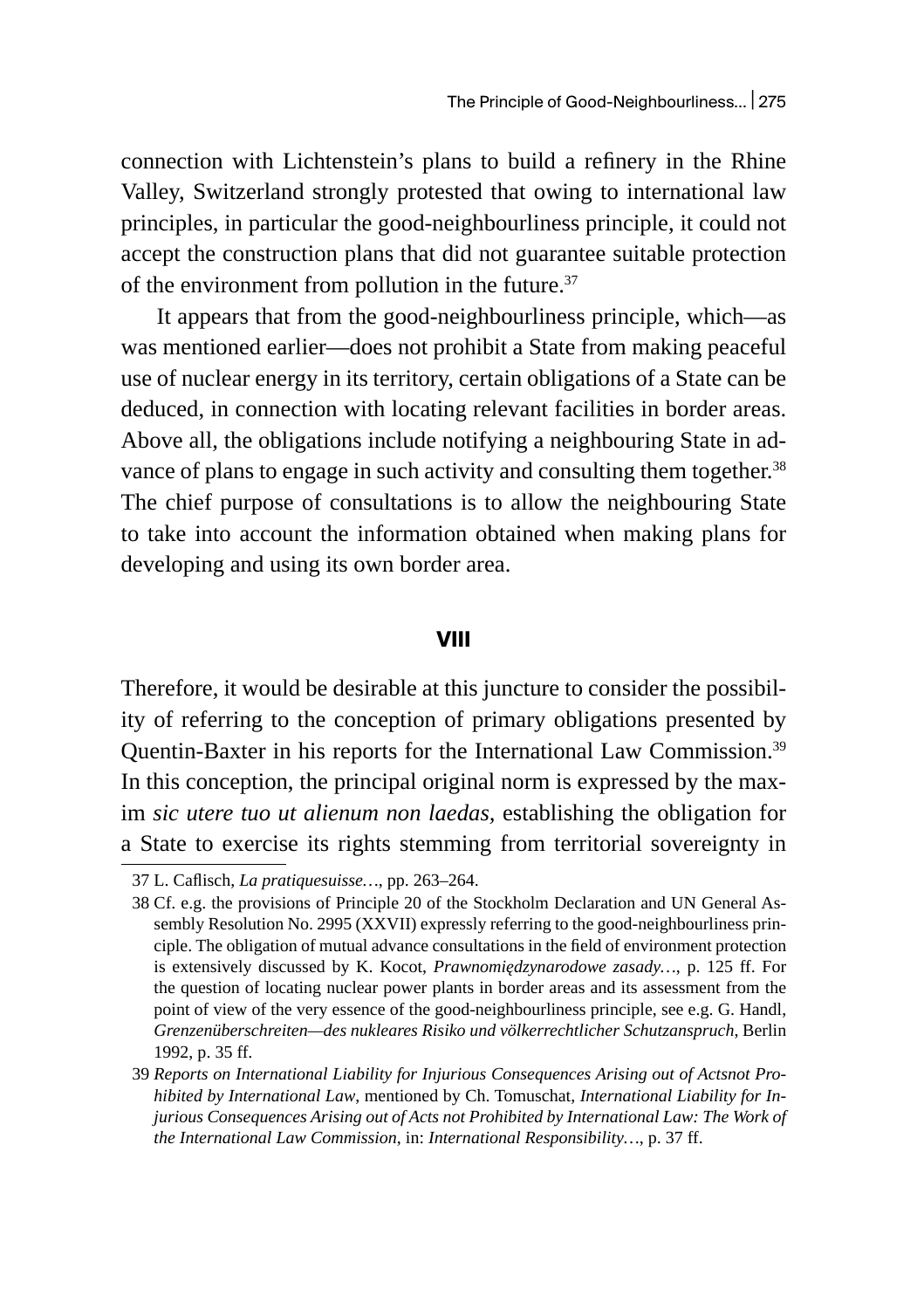connection with Lichtenstein's plans to build a refinery in the Rhine Valley, Switzerland strongly protested that owing to international law principles, in particular the good-neighbourliness principle, it could not accept the construction plans that did not guarantee suitable protection of the environment from pollution in the future.[37]

It appears that from the good-neighbourliness principle, which—as was mentioned earlier—does not prohibit a State from making peaceful use of nuclear energy in its territory, certain obligations of a State can be deduced, in connection with locating relevant facilities in border areas. Above all, the obligations include notifying a neighbouring State in advance of plans to engage in such activity and consulting them together.[38] The chief purpose of consultations is to allow the neighbouring State to take into account the information obtained when making plans for developing and using its own border area.

## VIII

Therefore, it would be desirable at this juncture to consider the possibility of referring to the conception of primary obligations presented by Quentin-Baxter in his reports for the International Law Commission.[39] In this conception, the principal original norm is expressed by the maxim *sic utere tuo ut alienum non laedas*, establishing the obligation for a State to exercise its rights stemming from territorial sovereignty in

---

37 L. Caflisch, *La pratiquesuisse…*, pp. 263–264.

38 Cf. e.g. the provisions of Principle 20 of the Stockholm Declaration and UN General Assembly Resolution No. 2995 (XXVII) expressly referring to the good-neighbourliness principle. The obligation of mutual advance consultations in the field of environment protection is extensively discussed by K. Kocot, *Prawnomiędzynarodowe zasady…*, p. 125 ff. For the question of locating nuclear power plants in border areas and its assessment from the point of view of the very essence of the good-neighbourliness principle, see e.g. G. Handl, *Grenzenüberschreiten—des nukleares Risiko und völkerrechtlicher Schutzanspruch*, Berlin 1992, p. 35 ff.

39 *Reports on International Liability for Injurious Consequences Arising out of Actsnot Prohibited by International Law*, mentioned by Ch. Tomuschat, *International Liability for Injurious Consequences Arising out of Acts not Prohibited by International Law: The Work of the International Law Commission*, in: *International Responsibility…*, p. 37 ff.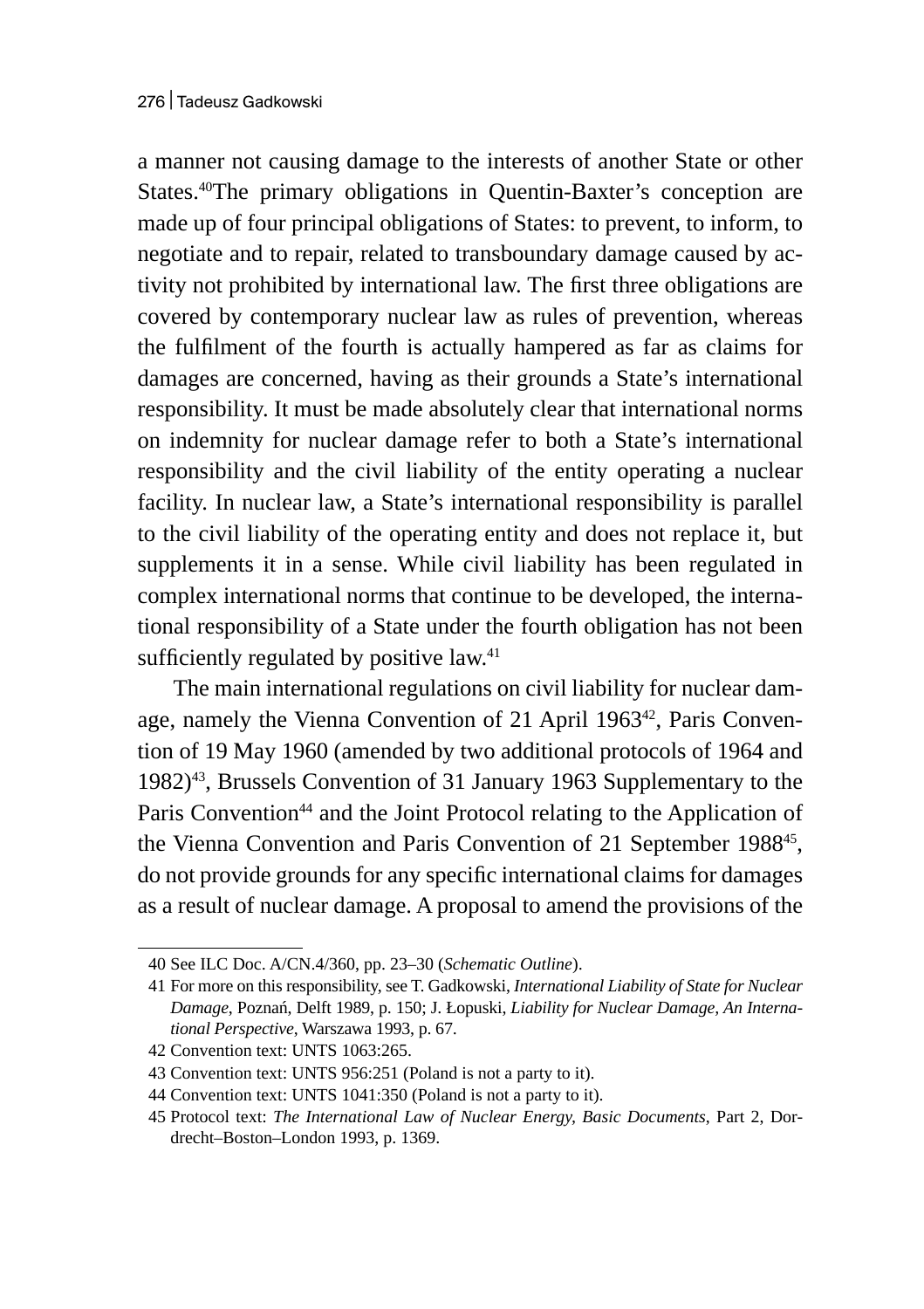a manner not causing damage to the interests of another State or other States.[40]The primary obligations in Quentin-Baxter's conception are made up of four principal obligations of States: to prevent, to inform, to negotiate and to repair, related to transboundary damage caused by activity not prohibited by international law. The first three obligations are covered by contemporary nuclear law as rules of prevention, whereas the fulfilment of the fourth is actually hampered as far as claims for damages are concerned, having as their grounds a State's international responsibility. It must be made absolutely clear that international norms on indemnity for nuclear damage refer to both a State's international responsibility and the civil liability of the entity operating a nuclear facility. In nuclear law, a State's international responsibility is parallel to the civil liability of the operating entity and does not replace it, but supplements it in a sense. While civil liability has been regulated in complex international norms that continue to be developed, the international responsibility of a State under the fourth obligation has not been sufficiently regulated by positive law.[41]

The main international regulations on civil liability for nuclear damage, namely the Vienna Convention of 21 April 1963[42], Paris Convention of 19 May 1960 (amended by two additional protocols of 1964 and 1982)[43], Brussels Convention of 31 January 1963 Supplementary to the Paris Convention[44] and the Joint Protocol relating to the Application of the Vienna Convention and Paris Convention of 21 September 1988[45], do not provide grounds for any specific international claims for damages as a result of nuclear damage. A proposal to amend the provisions of the

40 See ILC Doc. A/CN.4/360, pp. 23–30 (*Schematic Outline*).

41 For more on this responsibility, see T. Gadkowski, *International Liability of State for Nuclear Damage*, Poznań, Delft 1989, p. 150; J. Łopuski, *Liability for Nuclear Damage, An International Perspective*, Warszawa 1993, p. 67.

42 Convention text: UNTS 1063:265.

43 Convention text: UNTS 956:251 (Poland is not a party to it).

44 Convention text: UNTS 1041:350 (Poland is not a party to it).

45 Protocol text: *The International Law of Nuclear Energy, Basic Documents*, Part 2, Dordrecht–Boston–London 1993, p. 1369.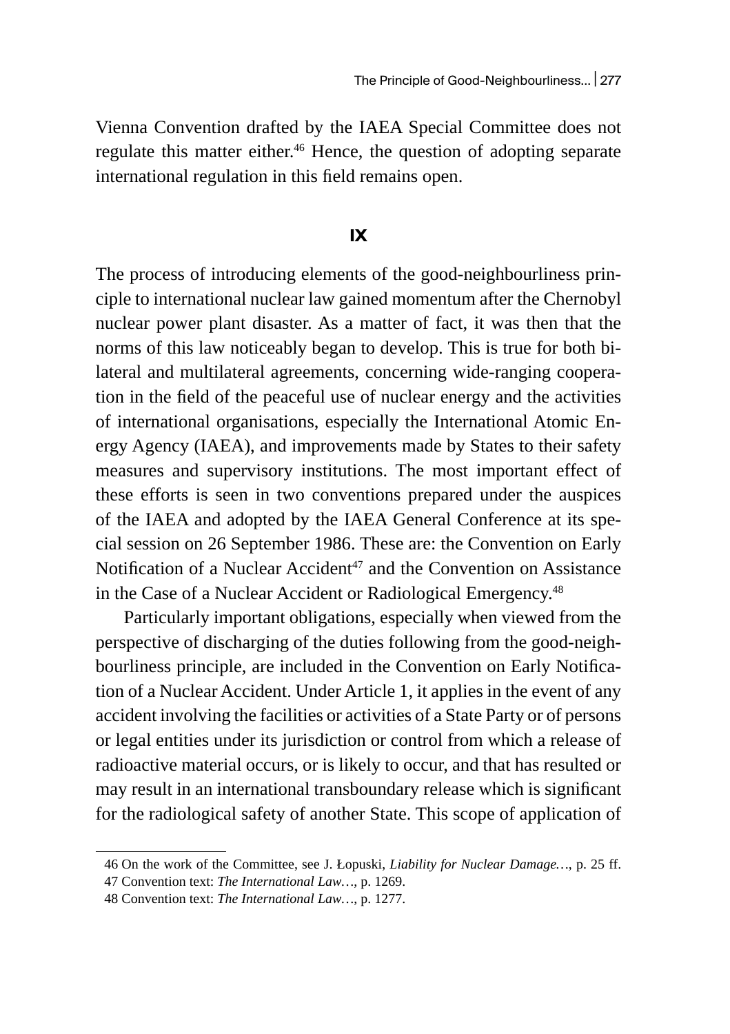Vienna Convention drafted by the IAEA Special Committee does not regulate this matter either.[46] Hence, the question of adopting separate international regulation in this field remains open.

## IX

The process of introducing elements of the good-neighbourliness principle to international nuclear law gained momentum after the Chernobyl nuclear power plant disaster. As a matter of fact, it was then that the norms of this law noticeably began to develop. This is true for both bilateral and multilateral agreements, concerning wide-ranging cooperation in the field of the peaceful use of nuclear energy and the activities of international organisations, especially the International Atomic Energy Agency (IAEA), and improvements made by States to their safety measures and supervisory institutions. The most important effect of these efforts is seen in two conventions prepared under the auspices of the IAEA and adopted by the IAEA General Conference at its special session on 26 September 1986. These are: the Convention on Early Notification of a Nuclear Accident[47] and the Convention on Assistance in the Case of a Nuclear Accident or Radiological Emergency.[48]

Particularly important obligations, especially when viewed from the perspective of discharging of the duties following from the good-neighbourliness principle, are included in the Convention on Early Notification of a Nuclear Accident. Under Article 1, it applies in the event of any accident involving the facilities or activities of a State Party or of persons or legal entities under its jurisdiction or control from which a release of radioactive material occurs, or is likely to occur, and that has resulted or may result in an international transboundary release which is significant for the radiological safety of another State. This scope of application of

46 On the work of the Committee, see J. Łopuski, *Liability for Nuclear Damage…*, p. 25 ff.

47 Convention text: *The International Law…*, p. 1269.

48 Convention text: *The International Law…*, p. 1277.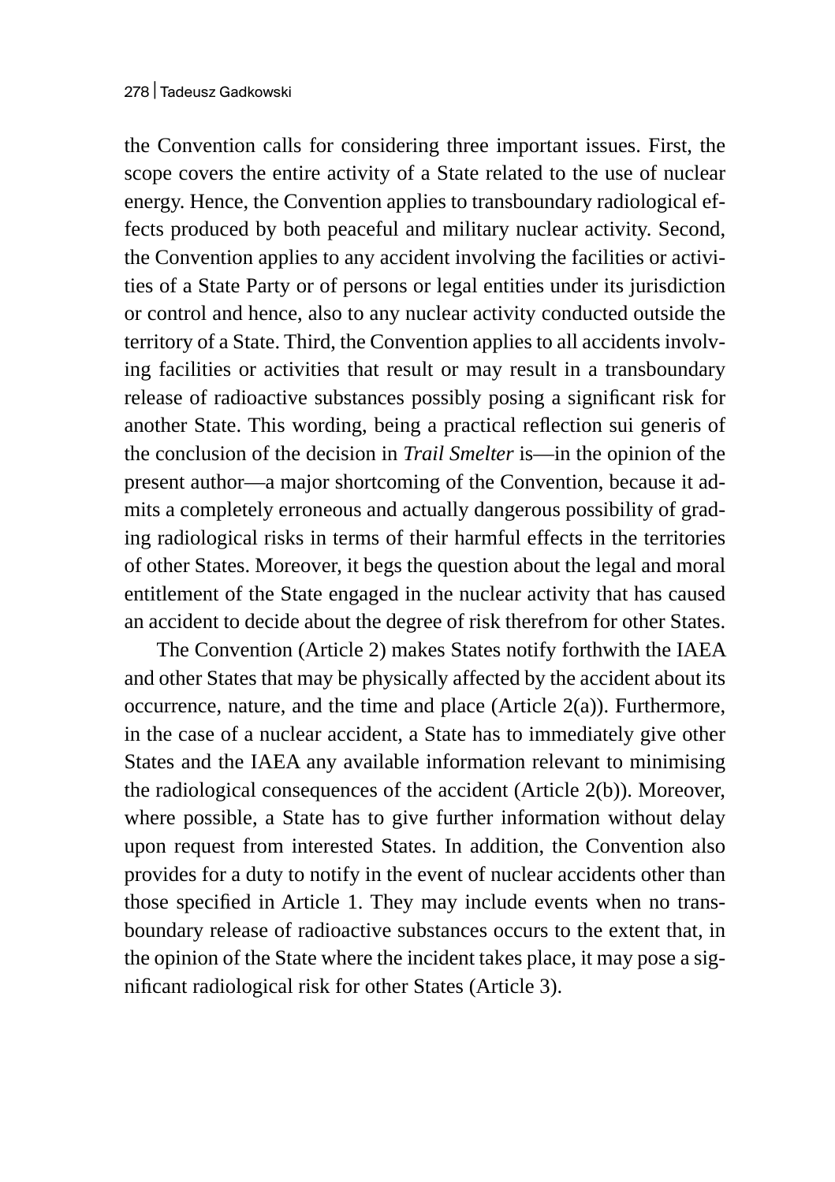the Convention calls for considering three important issues. First, the scope covers the entire activity of a State related to the use of nuclear energy. Hence, the Convention applies to transboundary radiological effects produced by both peaceful and military nuclear activity. Second, the Convention applies to any accident involving the facilities or activities of a State Party or of persons or legal entities under its jurisdiction or control and hence, also to any nuclear activity conducted outside the territory of a State. Third, the Convention applies to all accidents involving facilities or activities that result or may result in a transboundary release of radioactive substances possibly posing a significant risk for another State. This wording, being a practical reflection sui generis of the conclusion of the decision in *Trail Smelter* is—in the opinion of the present author—a major shortcoming of the Convention, because it admits a completely erroneous and actually dangerous possibility of grading radiological risks in terms of their harmful effects in the territories of other States. Moreover, it begs the question about the legal and moral entitlement of the State engaged in the nuclear activity that has caused an accident to decide about the degree of risk therefrom for other States.

The Convention (Article 2) makes States notify forthwith the IAEA and other States that may be physically affected by the accident about its occurrence, nature, and the time and place (Article 2(a)). Furthermore, in the case of a nuclear accident, a State has to immediately give other States and the IAEA any available information relevant to minimising the radiological consequences of the accident (Article 2(b)). Moreover, where possible, a State has to give further information without delay upon request from interested States. In addition, the Convention also provides for a duty to notify in the event of nuclear accidents other than those specified in Article 1. They may include events when no transboundary release of radioactive substances occurs to the extent that, in the opinion of the State where the incident takes place, it may pose a significant radiological risk for other States (Article 3).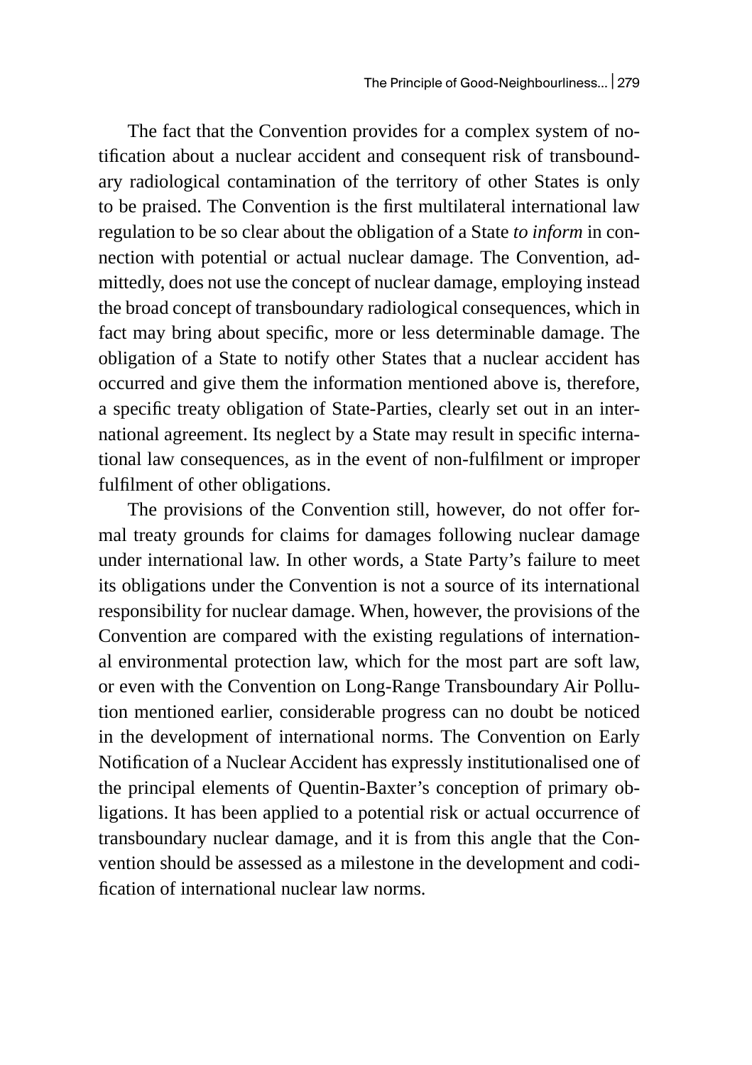The fact that the Convention provides for a complex system of notification about a nuclear accident and consequent risk of transboundary radiological contamination of the territory of other States is only to be praised. The Convention is the first multilateral international law regulation to be so clear about the obligation of a State *to inform* in connection with potential or actual nuclear damage. The Convention, admittedly, does not use the concept of nuclear damage, employing instead the broad concept of transboundary radiological consequences, which in fact may bring about specific, more or less determinable damage. The obligation of a State to notify other States that a nuclear accident has occurred and give them the information mentioned above is, therefore, a specific treaty obligation of State-Parties, clearly set out in an international agreement. Its neglect by a State may result in specific international law consequences, as in the event of non-fulfilment or improper fulfilment of other obligations.

The provisions of the Convention still, however, do not offer formal treaty grounds for claims for damages following nuclear damage under international law. In other words, a State Party's failure to meet its obligations under the Convention is not a source of its international responsibility for nuclear damage. When, however, the provisions of the Convention are compared with the existing regulations of international environmental protection law, which for the most part are soft law, or even with the Convention on Long-Range Transboundary Air Pollution mentioned earlier, considerable progress can no doubt be noticed in the development of international norms. The Convention on Early Notification of a Nuclear Accident has expressly institutionalised one of the principal elements of Quentin-Baxter's conception of primary obligations. It has been applied to a potential risk or actual occurrence of transboundary nuclear damage, and it is from this angle that the Convention should be assessed as a milestone in the development and codification of international nuclear law norms.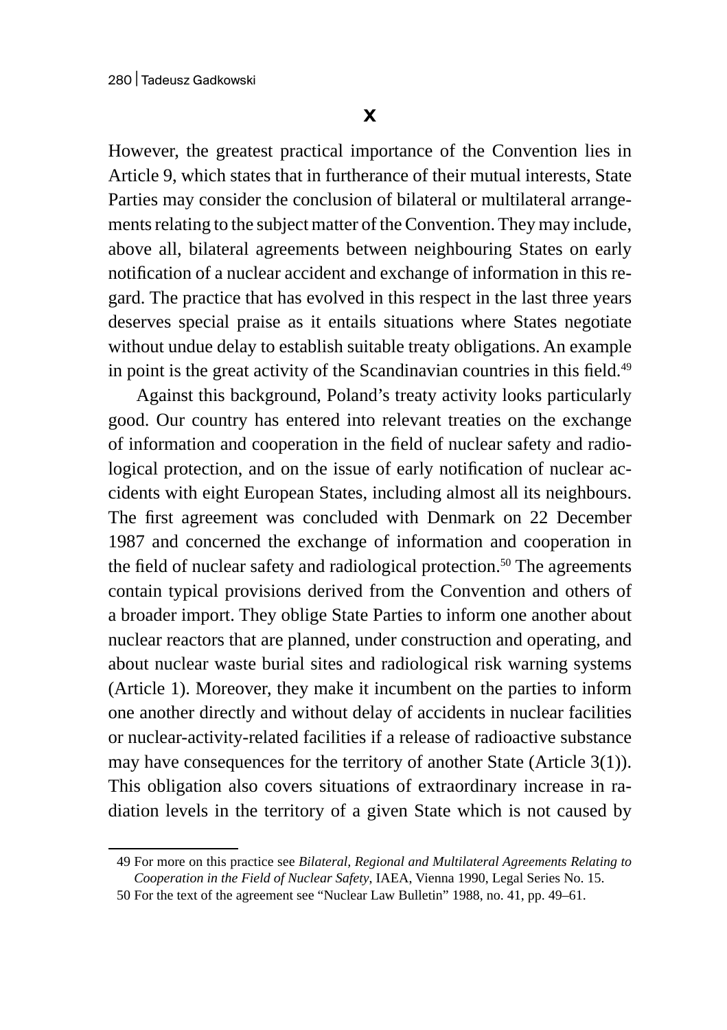## X

However, the greatest practical importance of the Convention lies in Article 9, which states that in furtherance of their mutual interests, State Parties may consider the conclusion of bilateral or multilateral arrangements relating to the subject matter of the Convention. They may include, above all, bilateral agreements between neighbouring States on early notification of a nuclear accident and exchange of information in this regard. The practice that has evolved in this respect in the last three years deserves special praise as it entails situations where States negotiate without undue delay to establish suitable treaty obligations. An example in point is the great activity of the Scandinavian countries in this field.[49]

Against this background, Poland's treaty activity looks particularly good. Our country has entered into relevant treaties on the exchange of information and cooperation in the field of nuclear safety and radiological protection, and on the issue of early notification of nuclear accidents with eight European States, including almost all its neighbours. The first agreement was concluded with Denmark on 22 December 1987 and concerned the exchange of information and cooperation in the field of nuclear safety and radiological protection.[50] The agreements contain typical provisions derived from the Convention and others of a broader import. They oblige State Parties to inform one another about nuclear reactors that are planned, under construction and operating, and about nuclear waste burial sites and radiological risk warning systems (Article 1). Moreover, they make it incumbent on the parties to inform one another directly and without delay of accidents in nuclear facilities or nuclear-activity-related facilities if a release of radioactive substance may have consequences for the territory of another State (Article 3(1)). This obligation also covers situations of extraordinary increase in radiation levels in the territory of a given State which is not caused by

---

49 For more on this practice see *Bilateral, Regional and Multilateral Agreements Relating to Cooperation in the Field of Nuclear Safety*, IAEA, Vienna 1990, Legal Series No. 15.

50 For the text of the agreement see "Nuclear Law Bulletin" 1988, no. 41, pp. 49–61.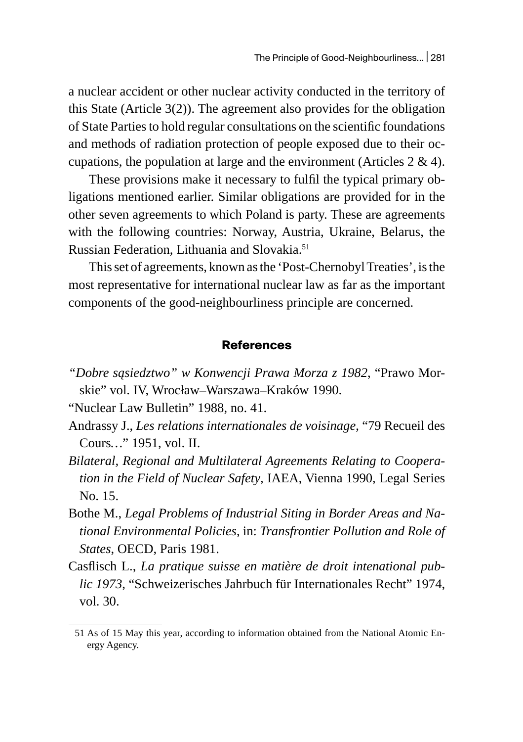a nuclear accident or other nuclear activity conducted in the territory of this State (Article 3(2)). The agreement also provides for the obligation of State Parties to hold regular consultations on the scientific foundations and methods of radiation protection of people exposed due to their occupations, the population at large and the environment (Articles 2 & 4).

These provisions make it necessary to fulfil the typical primary obligations mentioned earlier. Similar obligations are provided for in the other seven agreements to which Poland is party. These are agreements with the following countries: Norway, Austria, Ukraine, Belarus, the Russian Federation, Lithuania and Slovakia.[51]

This set of agreements, known as the 'Post-Chernobyl Treaties', is the most representative for international nuclear law as far as the important components of the good-neighbourliness principle are concerned.

## References

*"Dobre sąsiedztwo" w Konwencji Prawa Morza z 1982*, "Prawo Morskie" vol. IV, Wrocław–Warszawa–Kraków 1990.

"Nuclear Law Bulletin" 1988, no. 41.

Andrassy J., *Les relations internationales de voisinage*, "79 Recueil des Cours…" 1951, vol. II.

*Bilateral, Regional and Multilateral Agreements Relating to Cooperation in the Field of Nuclear Safety*, IAEA, Vienna 1990, Legal Series No. 15.

Bothe M., *Legal Problems of Industrial Siting in Border Areas and National Environmental Policies*, in: *Transfrontier Pollution and Role of States*, OECD, Paris 1981.

Casflisch L., *La pratique suisse en matière de droit intenational public 1973*, "Schweizerisches Jahrbuch für Internationales Recht" 1974, vol. 30.

---

51 As of 15 May this year, according to information obtained from the National Atomic Energy Agency.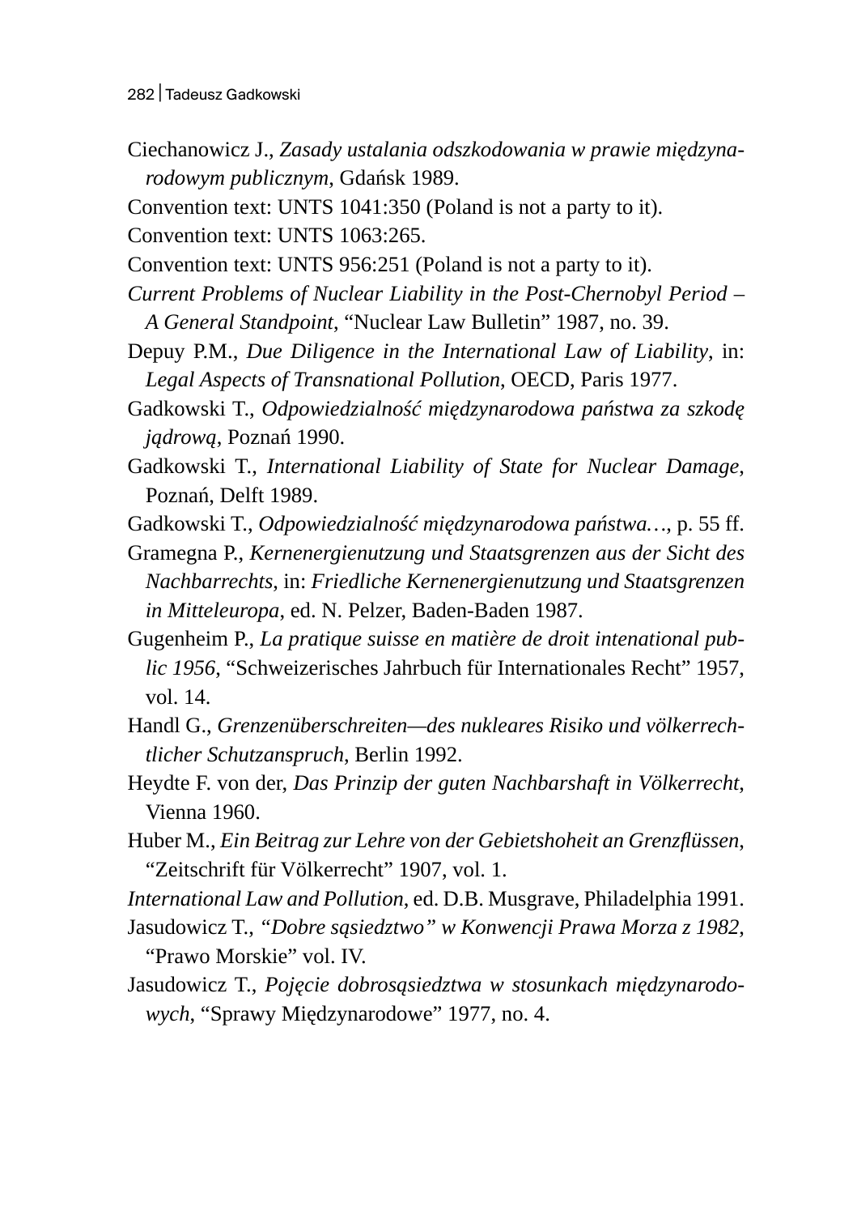Ciechanowicz J., *Zasady ustalania odszkodowania w prawie międzynarodowym publicznym*, Gdańsk 1989.

Convention text: UNTS 1041:350 (Poland is not a party to it).

Convention text: UNTS 1063:265.

Convention text: UNTS 956:251 (Poland is not a party to it).

*Current Problems of Nuclear Liability in the Post-Chernobyl Period – A General Standpoint*, "Nuclear Law Bulletin" 1987, no. 39.

Depuy P.M., *Due Diligence in the International Law of Liability*, in: *Legal Aspects of Transnational Pollution*, OECD, Paris 1977.

Gadkowski T., *Odpowiedzialność międzynarodowa państwa za szkodę jądrową*, Poznań 1990.

Gadkowski T., *International Liability of State for Nuclear Damage*, Poznań, Delft 1989.

Gadkowski T., *Odpowiedzialność międzynarodowa państwa…*, p. 55 ff.

Gramegna P., *Kernenergienutzung und Staatsgrenzen aus der Sicht des Nachbarrechts*, in: *Friedliche Kernenergienutzung und Staatsgrenzen in Mitteleuropa*, ed. N. Pelzer, Baden-Baden 1987.

Gugenheim P., *La pratique suisse en matière de droit intenational public 1956*, "Schweizerisches Jahrbuch für Internationales Recht" 1957, vol. 14.

Handl G., *Grenzenüberschreiten—des nukleares Risiko und völkerrechtlicher Schutzanspruch*, Berlin 1992.

Heydte F. von der, *Das Prinzip der guten Nachbarshaft in Völkerrecht*, Vienna 1960.

Huber M., *Ein Beitrag zur Lehre von der Gebietshoheit an Grenzflüssen*, "Zeitschrift für Völkerrecht" 1907, vol. 1.

*International Law and Pollution*, ed. D.B. Musgrave, Philadelphia 1991.

Jasudowicz T., *"Dobre sąsiedztwo" w Konwencji Prawa Morza z 1982*, "Prawo Morskie" vol. IV.

Jasudowicz T., *Pojęcie dobrosąsiedztwa w stosunkach międzynarodowych*, "Sprawy Międzynarodowe" 1977, no. 4.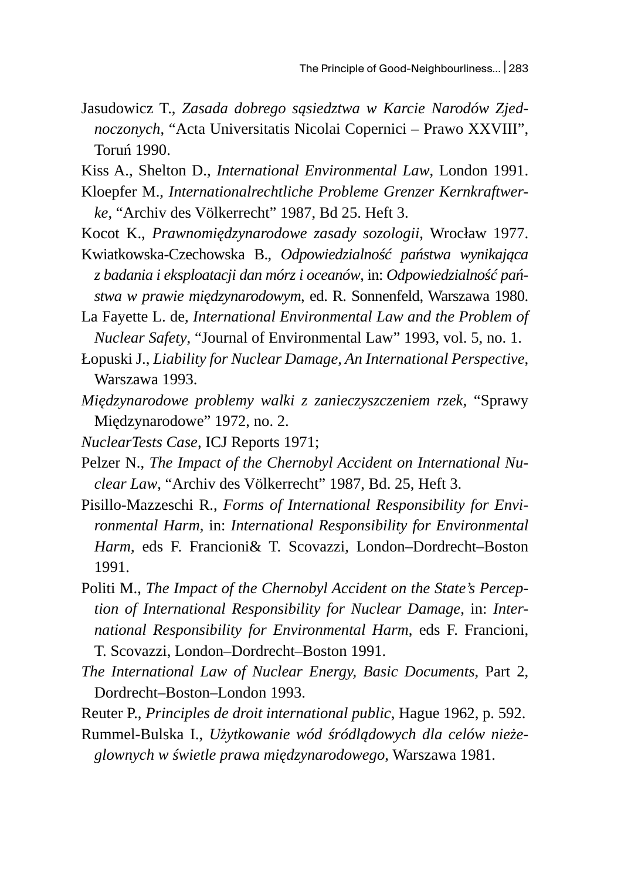Jasudowicz T., *Zasada dobrego sąsiedztwa w Karcie Narodów Zjednoczonych*, "Acta Universitatis Nicolai Copernici – Prawo XXVIII", Toruń 1990.

Kiss A., Shelton D., *International Environmental Law*, London 1991.

Kloepfer M., *Internationalrechtliche Probleme Grenzer Kernkraftwerke*, "Archiv des Völkerrecht" 1987, Bd 25. Heft 3.

Kocot K., *Prawnomiędzynarodowe zasady sozologii*, Wrocław 1977.

Kwiatkowska-Czechowska B., *Odpowiedzialność państwa wynikająca z badania i eksploatacji dan mórz i oceanów*, in: *Odpowiedzialność państwa w prawie międzynarodowym*, ed. R. Sonnenfeld, Warszawa 1980.

La Fayette L. de, *International Environmental Law and the Problem of Nuclear Safety*, "Journal of Environmental Law" 1993, vol. 5, no. 1.

Łopuski J., *Liability for Nuclear Damage, An International Perspective*, Warszawa 1993.

*Międzynarodowe problemy walki z zanieczyszczeniem rzek*, "Sprawy Międzynarodowe" 1972, no. 2.

*NuclearTests Case*, ICJ Reports 1971;

Pelzer N., *The Impact of the Chernobyl Accident on International Nuclear Law*, "Archiv des Völkerrecht" 1987, Bd. 25, Heft 3.

Pisillo-Mazzeschi R., *Forms of International Responsibility for Environmental Harm*, in: *International Responsibility for Environmental Harm*, eds F. Francioni& T. Scovazzi, London–Dordrecht–Boston 1991.

Politi M., *The Impact of the Chernobyl Accident on the State's Perception of International Responsibility for Nuclear Damage*, in: *International Responsibility for Environmental Harm*, eds F. Francioni, T. Scovazzi, London–Dordrecht–Boston 1991.

*The International Law of Nuclear Energy, Basic Documents*, Part 2, Dordrecht–Boston–London 1993.

Reuter P., *Principles de droit international public*, Hague 1962, p. 592.

Rummel-Bulska I., *Użytkowanie wód śródlądowych dla celów nieżeglownych w świetle prawa międzynarodowego*, Warszawa 1981.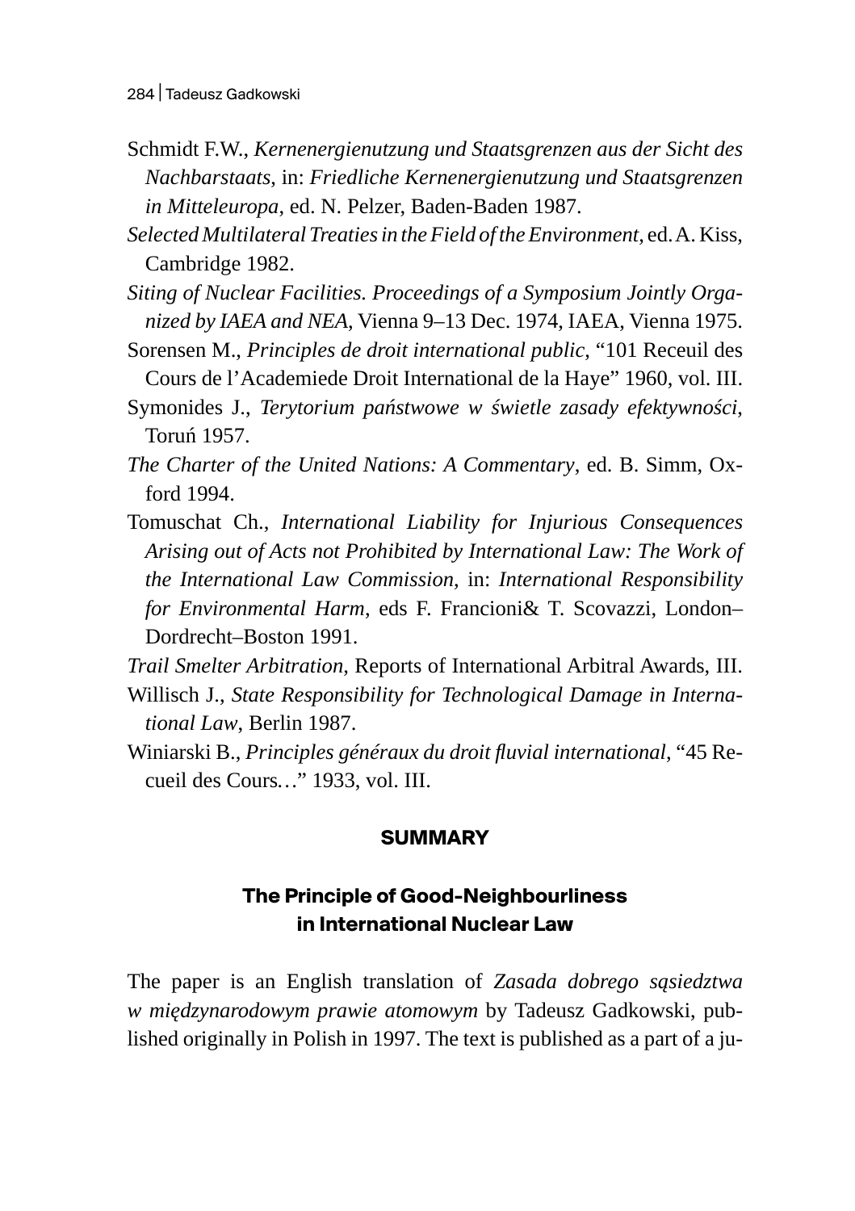Schmidt F.W., *Kernenergienutzung und Staatsgrenzen aus der Sicht des Nachbarstaats*, in: *Friedliche Kernenergienutzung und Staatsgrenzen in Mitteleuropa*, ed. N. Pelzer, Baden-Baden 1987.

*Selected Multilateral Treaties in the Field of the Environment*, ed. A. Kiss, Cambridge 1982.

*Siting of Nuclear Facilities. Proceedings of a Symposium Jointly Organized by IAEA and NEA*, Vienna 9–13 Dec. 1974, IAEA, Vienna 1975.

Sorensen M., *Principles de droit international public*, "101 Receuil des Cours de l'Academiede Droit International de la Haye" 1960, vol. III.

Symonides J., *Terytorium państwowe w świetle zasady efektywności*, Toruń 1957.

*The Charter of the United Nations: A Commentary*, ed. B. Simm, Oxford 1994.

Tomuschat Ch., *International Liability for Injurious Consequences Arising out of Acts not Prohibited by International Law: The Work of the International Law Commission*, in: *International Responsibility for Environmental Harm*, eds F. Francioni& T. Scovazzi, London–Dordrecht–Boston 1991.

*Trail Smelter Arbitration*, Reports of International Arbitral Awards, III.

Willisch J., *State Responsibility for Technological Damage in International Law*, Berlin 1987.

Winiarski B., *Principles généraux du droit fluvial international*, "45 Recueil des Cours…" 1933, vol. III.

## SUMMARY

### The Principle of Good-Neighbourliness in International Nuclear Law

The paper is an English translation of *Zasada dobrego sąsiedztwa w międzynarodowym prawie atomowym* by Tadeusz Gadkowski, published originally in Polish in 1997. The text is published as a part of a ju-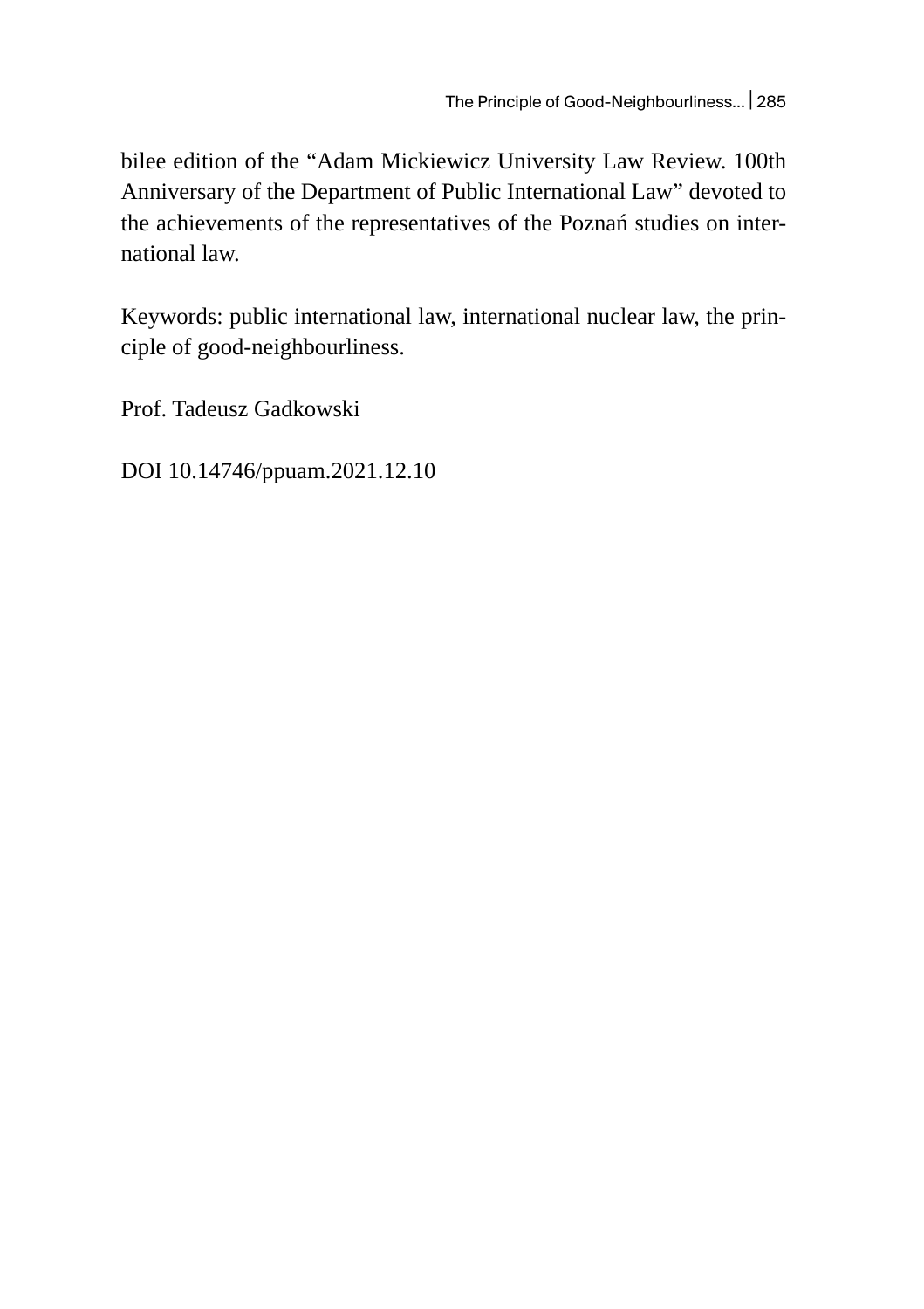bilee edition of the "Adam Mickiewicz University Law Review. 100th Anniversary of the Department of Public International Law" devoted to the achievements of the representatives of the Poznań studies on international law.

Keywords: public international law, international nuclear law, the principle of good-neighbourliness.

Prof. Tadeusz Gadkowski

DOI 10.14746/ppuam.2021.12.10